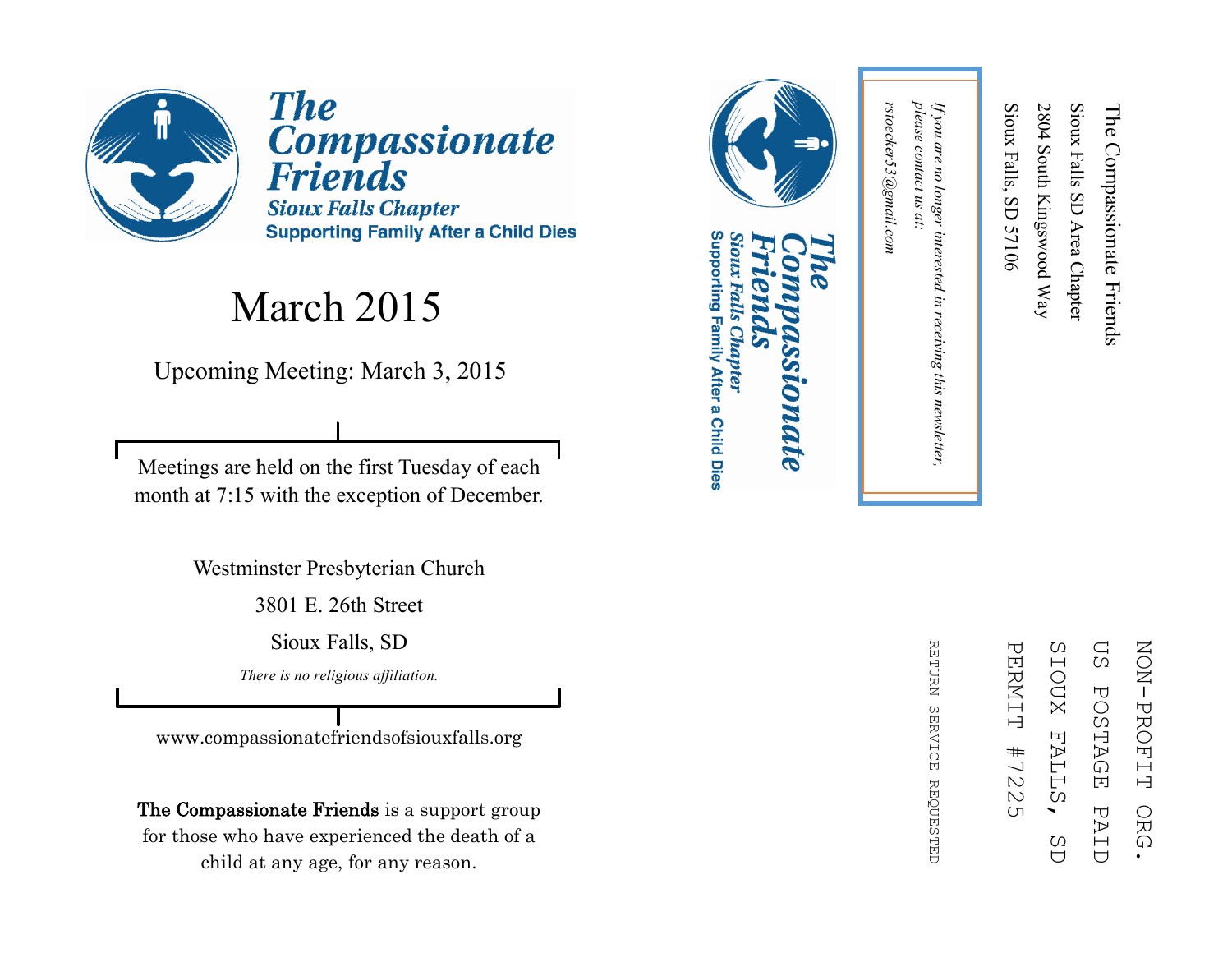# The Compassionate Friends

**Sioux Falls Chapter**

**Supporting Family After a Child Dies**

## March 2015

Upcoming Meeting: March 3, 2015

Meetings are held on the first Tuesday of each month at 7:15 with the exception of December.

Westminster Presbyterian Church

3801 E. 26th Street

Sioux Falls, SD

*There is no religious affiliation.*

www.compassionatefriendsofsiouxfalls.org

**The Compassionate Friends** is a support group for those who have experienced the death of a child at any age, for any reason.

---

The Compassionate Friends
Sioux Falls SD Area Chapter
2804 South Kingswood Way
Sioux Falls, SD 57106

*If you are no longer interested in receiving this newsletter, please contact us at: rstoecker53@gmail.com*

**The Compassionate Friends**
**Sioux Falls Chapter**
**Supporting Family After a Child Dies**

NON-PROFIT ORG.
US POSTAGE PAID
SIOUX FALLS, SD
PERMIT #7225

RETURN SERVICE REQUESTED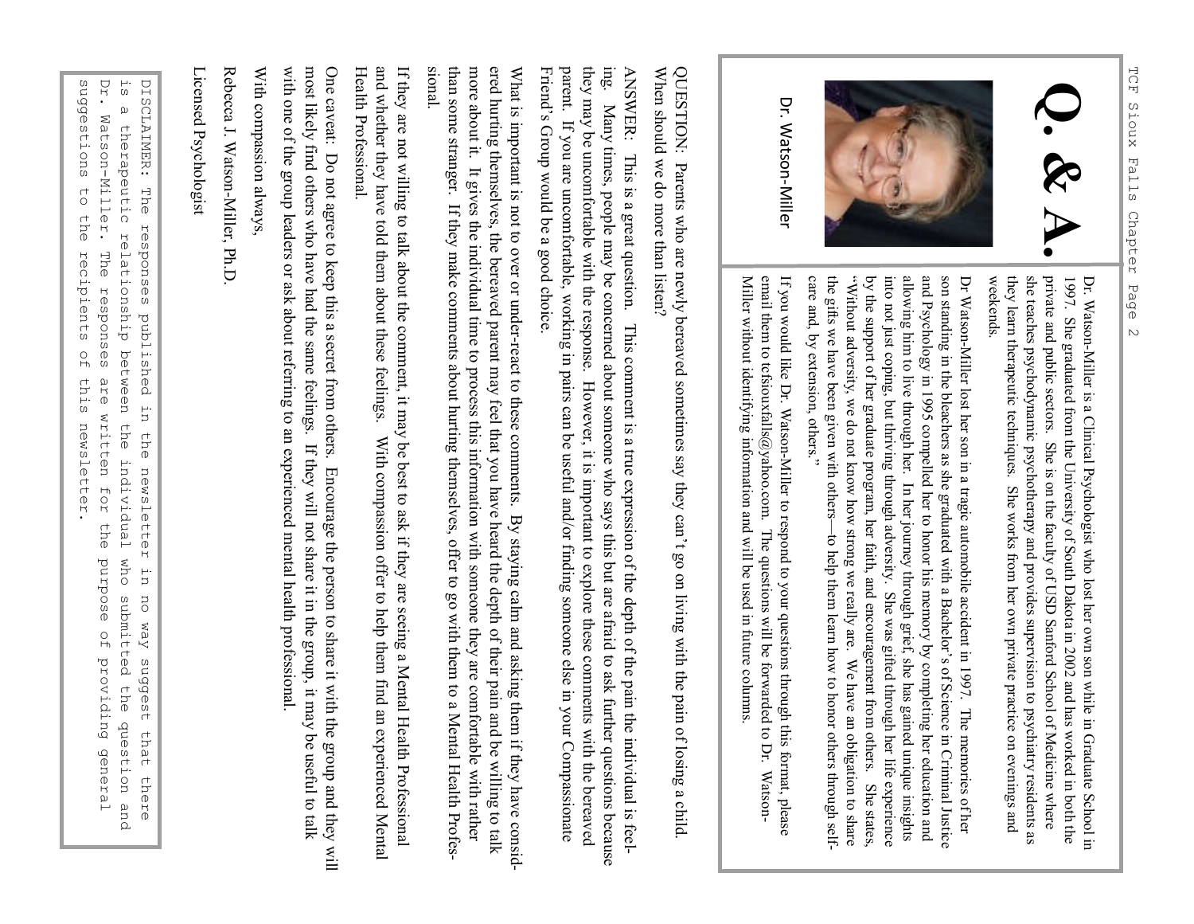# Q. & A.

Dr. Watson-Miller

Dr. Watson-Miller is a Clinical Psychologist who lost her own son while in Graduate School in 1997. She graduated from the University of South Dakota in 2002 and has worked in both the private and public sectors. She is on the faculty of USD Sanford School of Medicine where she teaches psychodynamic psychotherapy and provides supervision to psychiatry residents as they learn therapeutic techniques. She works from her own private practice on evenings and weekends.

Dr Watson-Miller lost her son in a tragic automobile accident in 1997. The memories of her son standing in the bleachers as she graduated with a Bachelor's of Science in Criminal Justice and Psychology in 1995 compelled her to honor his memory by completing her education and allowing him to live through her. In her journey through grief, she has gained unique insights into not just coping, but thriving through adversity. She was gifted through her life experience by the support of her graduate program, her faith, and encouragement from others. She states, "Without adversity, we do not know how strong we really are. We have an obligation to share the gifts we have been given with others—to help them learn how to honor others through self-care and, by extension, others."

If you would like Dr. Watson-Miller to respond to your questions through this format, please email them to tcfsiouxfalls@yahoo.com. The questions will be forwarded to Dr. Watson-Miller without identifying information and will be used in future columns.

QUESTION: Parents who are newly bereaved sometimes say they can't go on living with the pain of losing a child. When should we do more than listen?

ANSWER: This is a great question. This comment is a true expression of the depth of the pain the individual is feeling. Many times, people may be concerned about someone who says this but are afraid to ask further questions because they may be uncomfortable with the response. However, it is important to explore these comments with the bereaved parent. If you are uncomfortable, working in pairs can be useful and/or finding someone else in your Compassionate Friend's Group would be a good choice.

What is important is not to over or under-react to these comments. By staying calm and asking them if they have considered hurting themselves, the bereaved parent may feel that you have heard the depth of their pain and be willing to talk more about it. It gives the individual time to process this information with someone they are comfortable with rather than some stranger. If they make comments about hurting themselves, offer to go with them to a Mental Health Professional.

If they are not willing to talk about the comment, it may be best to ask if they are seeing a Mental Health Professional and whether they have told them about these feelings. With compassion offer to help them find an experienced Mental Health Professional.

One caveat: Do not agree to keep this a secret from others. Encourage the person to share it with the group and they will most likely find others who have had the same feelings. If they will not share it in the group, it may be useful to talk with one of the group leaders or ask about referring to an experienced mental health professional.

With compassion always,

Rebecca J. Watson-Miller, Ph.D.

Licensed Psychologist

DISCLAIMER: The responses published in the newsletter in no way suggest that there is a therapeutic relationship between the individual who submitted the question and Dr. Watson-Miller. The responses are written for the purpose of providing general suggestions to the recipients of this newsletter.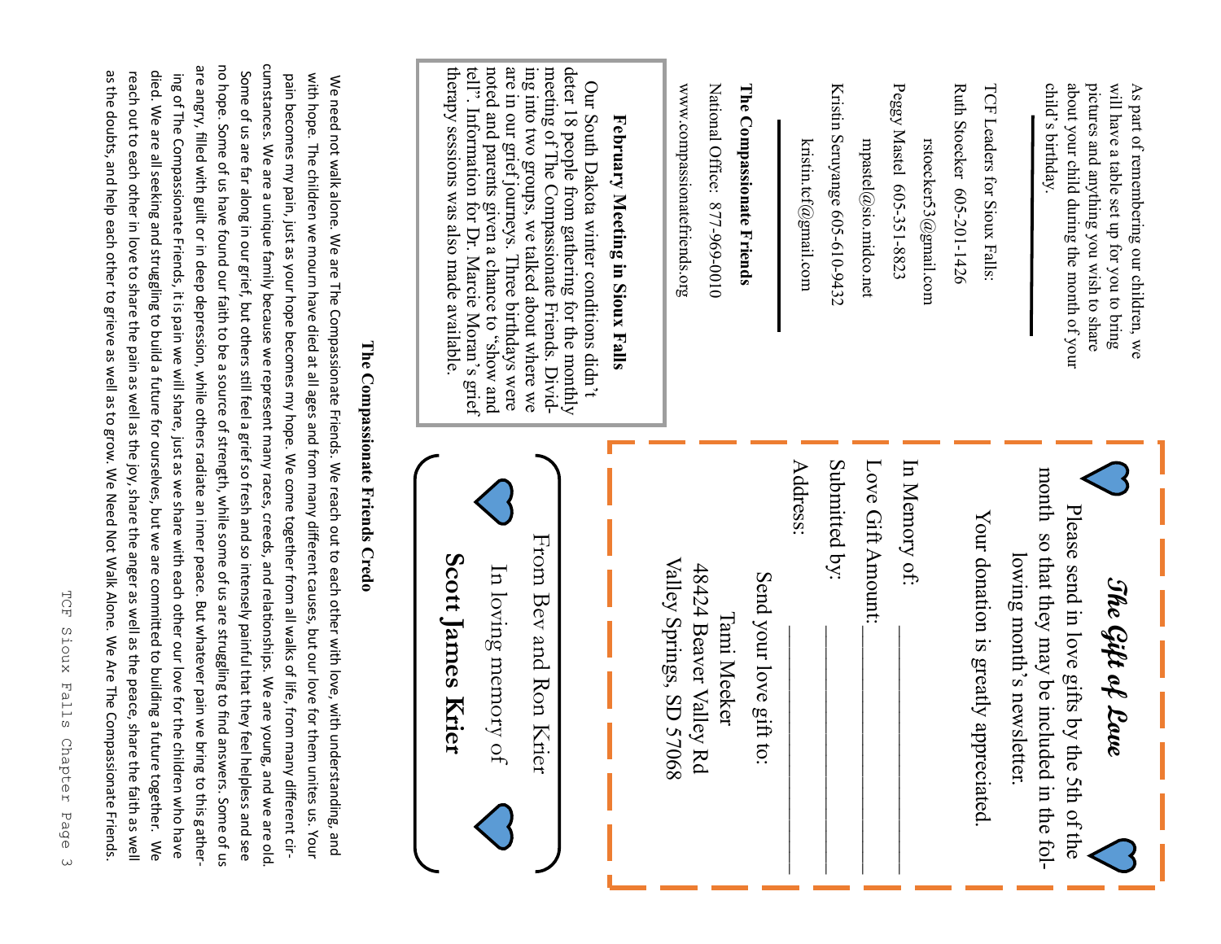As part of remembering our children, we will have a table set up for you to bring pictures and anything you wish to share about your child during the month of your child's birthday.

---

TCF Leaders for Sioux Falls:

Ruth Stoecker 605-201-1426

rstoecker53@gmail.com

Peggy Mastel 605-351-8823

mpastel@sio.midco.net

Kristin Seruyange 605-610-9432

kristin.tcf@gmail.com

---

**The Compassionate Friends**

National Office: 877-969-0010

www.compassionatefriends.org

## February Meeting in Sioux Falls

Our South Dakota winter conditions didn't deter 18 people from gathering for the monthly meeting of The Compassionate Friends. Dividing into two groups, we talked about where we are in our grief journeys. Three birthdays were noted and parents given a chance to "show and tell". Information for Dr. Marcie Moran's grief therapy sessions was also made available.

## *The Gift of Love*

Please send in love gifts by the 5th of the month so that they may be included in the following month's newsletter.

Your donation is greatly appreciated.

In Memory of: ____________________

Love Gift Amount: ____________________

Submitted by: ____________________

Address: ____________________

Send your love gift to:

Tami Meeker
48424 Beaver Valley Rd
Valley Springs, SD 57068

From Bev and Ron Krier

In loving memory of

**Scott James Krier**

## The Compassionate Friends Credo

We need not walk alone. We are The Compassionate Friends. We reach out to each other with love, with understanding, and with hope. The children we mourn have died at all ages and from many different causes, but our love for them unites us. Your pain becomes my pain, just as your hope becomes my hope. We come together from all walks of life, from many different circumstances. We are a unique family because we represent many races, creeds, and relationships. We are young, and we are old. Some of us are far along in our grief, but others still feel a grief so fresh and so intensely painful that they feel helpless and see no hope. Some of us have found our faith to be a source of strength, while some of us are struggling to find answers. Some of us are angry, filled with guilt or in deep depression, while others radiate an inner peace. But whatever pain we bring to this gathering of The Compassionate Friends, it is pain we will share, just as we share with each other our love for the children who have died. We are all seeking and struggling to build a future for ourselves, but we are committed to building a future together. We reach out to each other in love to share the pain as well as the joy, share the anger as well as the peace, share the faith as well as the doubts, and help each other to grieve as well as to grow. We Need Not Walk Alone. We Are The Compassionate Friends.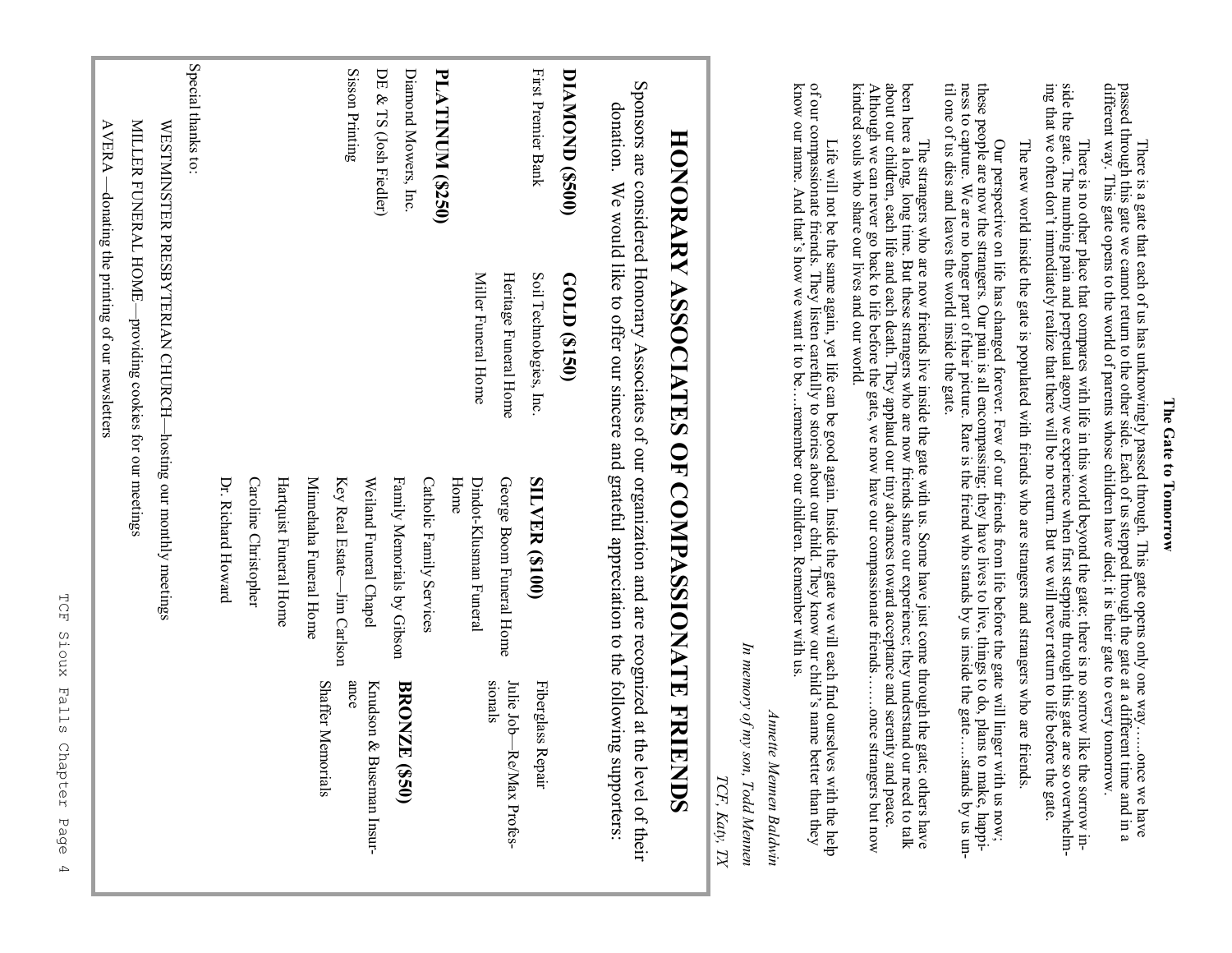### The Gate to Tomorrow

There is a gate that each of us has unknowingly passed through. This gate opens only one way…..once we have passed through this gate we cannot return to the other side. Each of us stepped through the gate at a different time and in a different way. This gate opens to the world of parents whose children have died; it is their gate to every tomorrow.

There is no other place that compares with life in this world beyond the gate; there is no sorrow like the sorrow inside the gate. The numbing pain and perpetual agony we experience when first stepping through this gate are so overwhelming that we often don't immediately realize that there will be no return. But we will never return to life before the gate.

The new world inside the gate is populated with friends who are strangers and strangers who are friends.

Our perspective on life has changed forever. Few of our friends from life before the gate will linger with us now; these people are now the strangers. Our pain is all encompassing; they have lives to live, things to do, plans to make, happiness to capture. We are no longer part of their picture. Rare is the friend who stands by us inside the gate…..stands by us until one of us dies and leaves the world inside the gate.

The strangers who are now friends live inside the gate with us. Some have just come through the gate; others have been here a long, long time. But these strangers who are now friends share our experience; they understand our need to talk about our children, each life and each death. They applaud our tiny advances toward acceptance and serenity and peace. Although we can never go back to life before the gate, we now have our compassionate friends……once strangers but now kindred souls who share our lives and our world.

Life will not be the same again, yet life can be good again. Inside the gate we will each find ourselves with the help of our compassionate friends. They listen carefully to stories about our child. They know our child's name better than they know our name. And that's how we want it to be….remember our children. Remember with us.

*Annette Mennen Baldwin*

*In memory of my son, Todd Mennen*

*TCF, Katy, TX*

# HONORARY ASSOCIATES OF COMPASSIONATE FRIENDS

Sponsors are considered Honorary Associates of our organization and are recognized at the level of their donation. We would like to offer our sincere and grateful appreciation to the following supporters:

**DIAMOND ($500)**
First Premier Bank

**GOLD ($150)**
Soil Technologies, Inc.
Heritage Funeral Home
Miller Funeral Home

**PLATINUM ($250)**
Diamond Mowers, Inc.
DE & TS (Josh Fiedler)
Sisson Printing

**SILVER ($100)**
George Boom Funeral Home
Dindot-Klusman Funeral Home
Catholic Family Services
Family Memorials by Gibson
Weiland Funeral Chapel
Key Real Estate—Jim Carlson
Minnehaha Funeral Home
Hartquist Funeral Home
Caroline Christopher
Dr. Richard Howard

Fiberglass Repair
Julie Job—Re/Max Professionals

**BRONZE ($50)**
Knudson & Buseman Insurance
Shaffer Memorials

Special thanks to:

- WESTMINSTER PRESBYTERIAN CHURCH—hosting our monthly meetings
- MILLER FUNERAL HOME—providing cookies for our meetings
- AVERA —donating the printing of our newsletters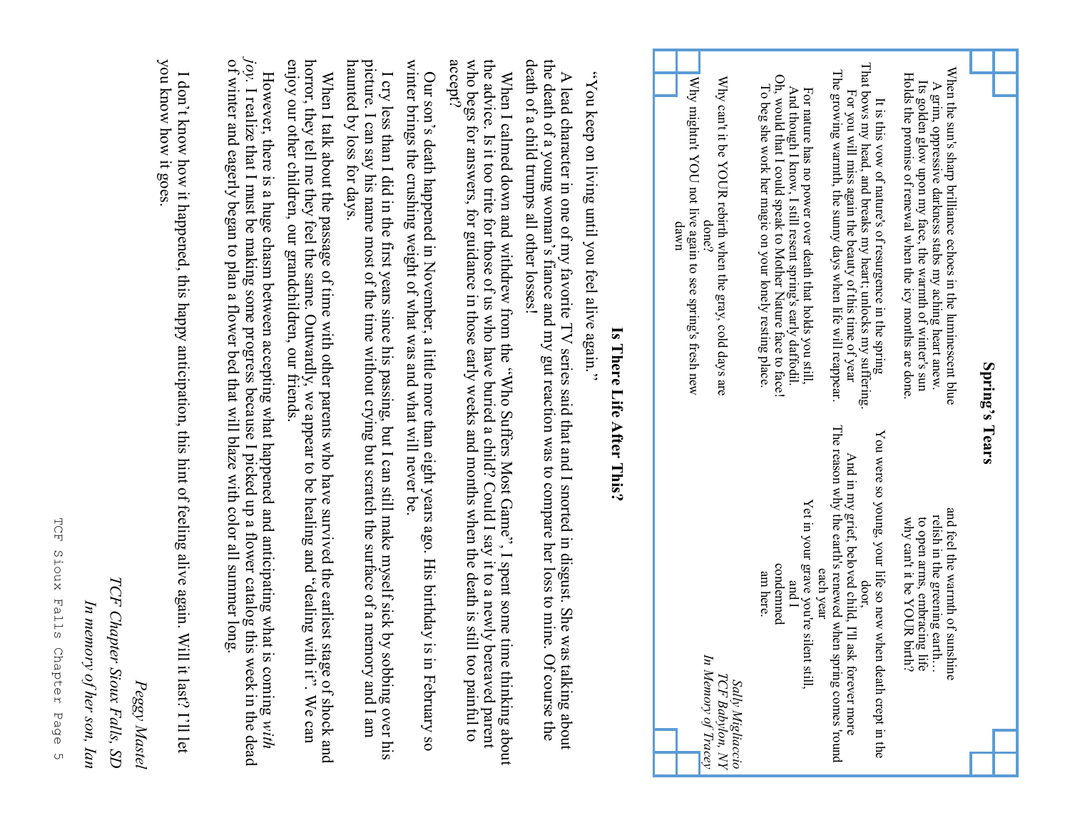## Spring's Tears

When the sun's sharp brilliance echoes in the luminescent blue
A grim, oppressive darkness stabs my aching heart anew.
Its golden glow upon my face, the warmth of winter's sun
Holds the promise of renewal when the icy months are done.

It is this vow of nature's of resurgence in the spring
That bows my head, and breaks my heart; unlocks my suffering.
For you will miss again the beauty of this time of year
The growing warmth, the sunny days when life will reappear.

For nature has no power over death that holds you still,
And though I know, I still resent spring's early daffodil.
Oh, would that I could speak to Mother Nature face to face!
To beg she work her magic on your lonely resting place.

Why can't it be YOUR rebirth when the gray, cold days are done?
Why mightn't YOU not live again to see spring's fresh new dawn

and feel the warmth of sunshine
relish in the greening earth…
to open arms, embracing life
why can't it be YOUR birth?

You were so young, your life so new when death crept in the door,
And in my grief, beloved child, I'll ask forever more
The reason why the earth's renewed when spring comes 'round each year
Yet in your grave you're silent still,
and I
condemned
am here.

*Sally Migliaccio*
*TCF Babylon, NY*
*In Memory of Tracey*

## Is There Life After This?

"You keep on living until you feel alive again."

A lead character in one of my favorite TV series said that and I snorted in disgust. She was talking about the death of a young woman's fiance and my gut reaction was to compare her loss to mine. Of course the death of a child trumps all other losses!

When I calmed down and withdrew from the "Who Suffers Most Game", I spent some time thinking about the advice. Is it too trite for those of us who have buried a child? Could I say it to a newly bereaved parent who begs for answers, for guidance in those early weeks and months when the death is still too painful to accept?

Our son's death happened in November, a little more than eight years ago. His birthday is in February so winter brings the crushing weight of what was and what will never be.

I cry less than I did in the first years since his passing, but I can still make myself sick by sobbing over his picture. I can say his name most of the time without crying but scratch the surface of a memory and I am haunted by loss for days.

When I talk about the passage of time with other parents who have survived the earliest stage of shock and horror, they tell me they feel the same. Outwardly, we appear to be healing and "dealing with it". We can enjoy our other children, our grandchildren, our friends.

However, there is a huge chasm between accepting what happened and anticipating what is coming *with joy*. I realize that I must be making some progress because I picked up a flower catalog this week in the dead of winter and eagerly began to plan a flower bed that will blaze with color all summer long.

I don't know how it happened, this happy anticipation, this hint of feeling alive again. Will it last? I'll let you know how it goes.

*Peggy Mastel*
*TCF Chapter Sioux Falls, SD*
*In memory of her son, Ian*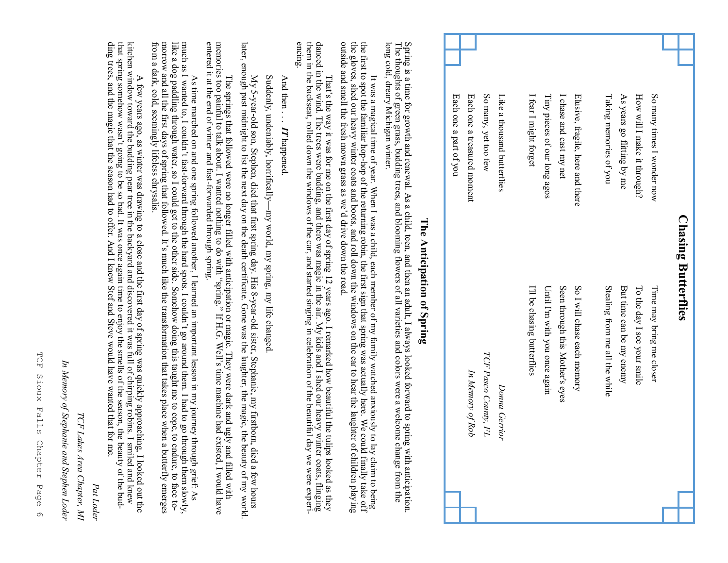## Chasing Butterflies

So many times I wonder now
How will I make it through?
As years go flitting by me
Taking memories of you

Time may bring me closer
To the day I see your smile
But time can be my enemy
Stealing from me all the while

Elusive, fragile, here and there
I chase and cast my net
Tiny pieces of our long agos
I fear I might forget

So I will chase each memory
Seen through this Mother's eyes
Until I'm with you once again
I'll be chasing butterflies

Like a thousand butterflies
So many, yet too few
Each one a treasured moment
Each one a part of you

*Donna Gerrior*
*TCF Pasco County, FL*
*In Memory of Rob*

## The Anticipation of Spring

Spring is a time for growth and renewal. As a child, teen, and then an adult, I always looked forward to spring with anticipation. The thoughts of green grass, budding trees, and blooming flowers of all varieties and colors were a welcome change from the long cold, dreary Michigan winter.

It was a magical time of year. When I was a child, each member of my family watched anxiously to lay claim to being the first to spot the familiar hop-hop of the returning robin, the first sign that spring was actually here. We could finally take off the gloves, shed our heavy winter coats and boots, and roll down the windows on the car to hear the laughter of children playing outside and smell the fresh mown grass as we'd drive down the road.

That's the way it was for me on the first day of spring 12 years ago. I remarked how beautiful the tulips looked as they danced in the wind. The trees were budding, and there was magic in the air. My kids and I shed our heavy winter coats, flinging them in the backseat, rolled down the windows of the car, and started singing in celebration of the beautiful day we were experiencing.

And then . . . ***IT*** happened.

Suddenly, undeniably, horrifically—my world, my spring, my life changed.

My 5-year-old son, Stephen, died that first spring day. His 8-year-old sister, Stephanie, my firstborn, died a few hours later, enough past midnight to list the next day on the death certificate. Gone was the laughter, the magic, the beauty of my world.

The springs that followed were no longer filled with anticipation or magic. They were dark and ugly and filled with memories too painful to talk about. I wanted nothing to do with "spring." If H.G. Well's time machine had existed, I would have entered it at the end of winter and fast-forwarded through spring.

As time marched on and one spring followed another, I learned an important lesson in my journey through grief. As much as I wanted to, I couldn't fast-forward through the hard spots. I couldn't go around them. I had to go through them slowly, like a dog paddling through water, so I could get to the other side. Somehow doing this taught me to cope, to endure, to face to-morrow and all the first days of spring that followed. It's much like the transformation that takes place when a butterfly emerges from a dark, cold, seemingly lifeless chrysalis.

A few years ago, as winter was drawing to a close and the first day of spring was quickly approaching, I looked out the kitchen window toward the budding pear tree in the backyard and discovered it was full of chirping robins. I smiled and knew that spring somehow wasn't going to be so bad. It was once again time to enjoy the smells of the season, the beauty of the bud-ding trees, and the magic that the season had to offer. And I knew Stef and Steve would have wanted that for me.

*Pat Loder*
*TCF Lakes Area Chapter, MI*
*In Memory of Stephanie and Stephen Loder*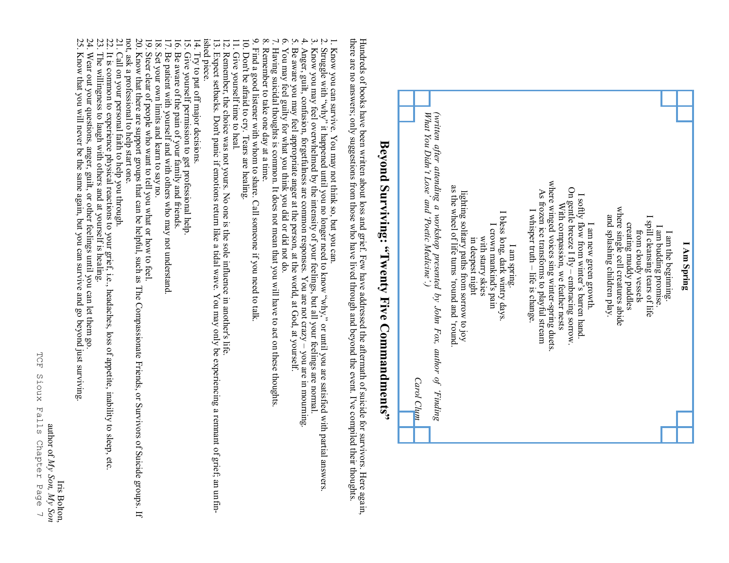### I Am Spring

I am the beginning.
I am budding promise.
I spill cleansing tears of life
from cloudy vessels
creating muddy puddles
where single cell creatures abide
and splashing children play.

I am new green growth.
I softly flow from winter's barren hand.
On gentle breeze I fly – embracing sorrow.
With compassion, we feather nests
where winged voices sing winter-spring duets.
As frozen ice transforms to playful stream
I whisper truth – life is change.

I am spring.
I bless long, dark wintry days.
I crown mankind's pain
with starry skies
in deepest night
lighting solitary paths from sorrow to joy
as the wheel of life turns 'round and 'round.

*(written after attending a workshop presented by John Fox, author of 'Finding What You Didn't Lose' and 'Poetic Medicine')*

*Carol Chum*

## Beyond Surviving: "Twenty Five Commandments"

Hundreds of books have been written about loss and grief. Few have addressed the aftermath of suicide for survivors. Here again, there are no answers; only suggestions from those who have lived through and beyond the event. I've compiled their thoughts.

1. Know you can survive. You may not think so, but you can.
2. Struggle with "why" it happened until you no longer need to know "why," or until you are satisfied with partial answers.
3. Know you may feel overwhelmed by the intensity of your feelings, but all your feelings are normal.
4. Anger, guilt, confusion, forgetfulness are common responses. You are not crazy – you are in mourning.
5. Be aware you may feel appropriate anger at the person, at the world, at God, at yourself.
6. You may feel guilty for what you think you did or did not do.
7. Having suicidal thoughts is common. It does not mean that you will have to act on these thoughts.
8. Remember to take one day at a time.
9. Find a good listener with whom to share. Call someone if you need to talk.
10. Don't be afraid to cry. Tears are healing.
11. Give yourself time to heal.
12. Remember, the choice was not yours. No one is the sole influence in another's life.
13. Expect setbacks. Don't panic if emotions return like a tidal wave. You may only be experiencing a remnant of grief; an unfinished piece.
14. Try to put off major decisions.
15. Give yourself permission to get professional help.
16. Be aware of the pain of your family and friends.
17. Be patient with yourself and with others who may not understand.
18. Set your own limits and learn to say no.
19. Steer clear of people who want to tell you what or how to feel.
20. Know that there are support groups that can be helpful, such as The Compassionate Friends, or Survivors of Suicide groups. If not, ask a professional to help start one.
21. Call on your personal faith to help you through.
22. It is common to experience physical reactions to your grief, i.e., headaches, loss of appetite, inability to sleep, etc.
23. The willingness to laugh with others and at yourself is healing.
24. Wear out your questions, anger, guilt, or other feelings until you can let them go.
25. Know that you will never be the same again, but you can survive and go beyond just surviving.

Iris Bolton,
author of *My Son, My Son*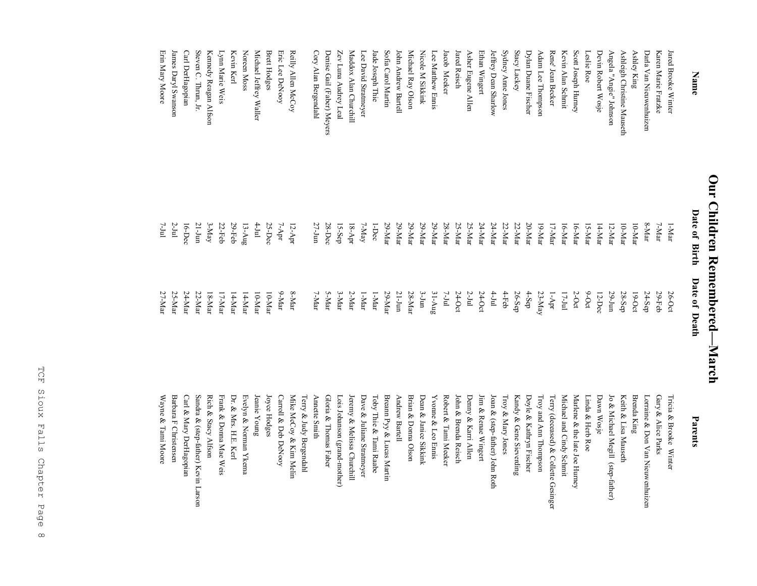# Our Children Remembered—March

| Name | Date of Birth | Date of Death | Parents |
|---|---|---|---|
| Jared Brooke Winter | 1-Mar | 26-Oct | Tricia & Brooke Winter |
| Karen Marie Fratzke | 7-Mar | 29-Feb | Gary & Alice Parks |
| Darla Van Nieuwenhuizen | 8-Mar | 24-Sep | Lorraine & Don Van Nieuwenhuizen |
| Ashley King | 10-Mar | 19-Oct | Brenda King |
| Ashleigh Christine Mauseth | 10-Mar | 28-Sep | Keith & Lisa Mauseth |
| Angela "Angie" Johnson | 12-Mar | 29-Jun | Jo & Michael Megill (step-father) |
| Devin Robert Wosje | 14-Mar | 12-Dec | Dawn Wosje |
| Leslie Roe | 15-Mar | 9-Oct | Linda & Herb Roe |
| Scott Joseph Hurney | 16-Mar | 2-Oct | Marlene & the late Joe Hurney |
| Kevin Alan Schmit | 16-Mar | 17-Jul | Michael and Cindy Schmit |
| Rene' Jean Becker | 17-Mar | 1-Apr | Terry (deceased) & Collette Gesinger |
| Adam Lee Thompson | 19-Mar | 23-May | Troy and Ann Thompson |
| Dylan Duane Fischer | 20-Mar | 4-Sep | Doyle & Kathryn Fischer |
| Stacy Lackey | 22-Mar | 26-Sep | Kandy & Gene Sieverding |
| Sydney Anne Jones | 22-Mar | 4-Feb | Troy & Mary Jones |
| Jeffrey Dean Sharlow | 24-Mar | 4-Jul | Joan & (step-father) John Roth |
| Ethan Wingert | 24-Mar | 24-Oct | Jim & Renae Wingert |
| Asher Eugene Allen | 25-Mar | 2-Jul | Denny & Karri Allen |
| Jared Reisch | 25-Mar | 24-Oct | John & Brenda Reisch |
| Jacob Meeker | 28-Mar | 7-Jul | Robert & Tami Meeker |
| Lee Matthew Ennis | 29-Mar | 31-Aug | Yvonne & Leo Ennis |
| Nicole M Sikkink | 29-Mar | 3-Jun | Dean & Janice Sikkink |
| Michael Ray Olson | 29-Mar | 28-Mar | Brian & Donna Olson |
| John Andrew Bartell | 29-Mar | 21-Jun | Andrew Bartell |
| Sofia Carol Martin | 29-Mar | 29-Mar | Breann Pyy & Lucas Martin |
| Jade Joseph Thie | 1-Dec | 1-Mar | Toby Thie & Tami Raabe |
| Lee David Stratmeyer | 7-May | 1-Mar | Dave & Juliane Stratmeyer |
| Maddox Alan Churchill | 18-Apr | 2-Mar | Jeremy & Melissa Churchill |
| Zev Luna Audrey Leal | 15-Sep | 3-Mar | Lois Johanson (grand-mother) |
| Denise Gail (Faber) Meyers | 28-Dec | 5-Mar | Gloria & Thomas Faber |
| Cory Alan Bergendahl | 27-Jun | 7-Mar | Annette Smith |
| | | | Terry & Judy Bergendahl |
| Reilly Allen McCoy | 12-Apr | 8-Mar | Mike McCoy, & Kim Melin |
| Eric Lee DeNooy | 7-Apr | 9-Mar | Carroll & Deb DeNooy |
| Brett Hodges | 25-Dec | 10-Mar | Joyce Hodges |
| Michael Jeffrey Waller | 4-Jul | 10-Mar | Jeanie Young |
| Noreen Moss | 13-Aug | 14-Mar | Evelyn & Norman Ykema |
| Kevin Kerl | 29-Feb | 14-Mar | Dr. & Mrs. H.E. Kerl |
| Lynn Marie Weis | 22-Feb | 17-Mar | Frank & Donna Mae Weis |
| Kennedy Reagan Allison | 3-May | 18-Mar | Rich & Stacy Allison |
| Steven C. Thrun, Jr. | 21-Jun | 22-Mar | Sandra & (step-father) Kevin Larson |
| Carl DerHagopian | 16-Dec | 24-Mar | Carl & Mary DerHagopian |
| James Daryl Swanson | 2-Jul | 25-Mar | Barbara F Christensen |
| Erin Mary Moore | 7-Jul | 27-Mar | Wayne & Tami Moore |